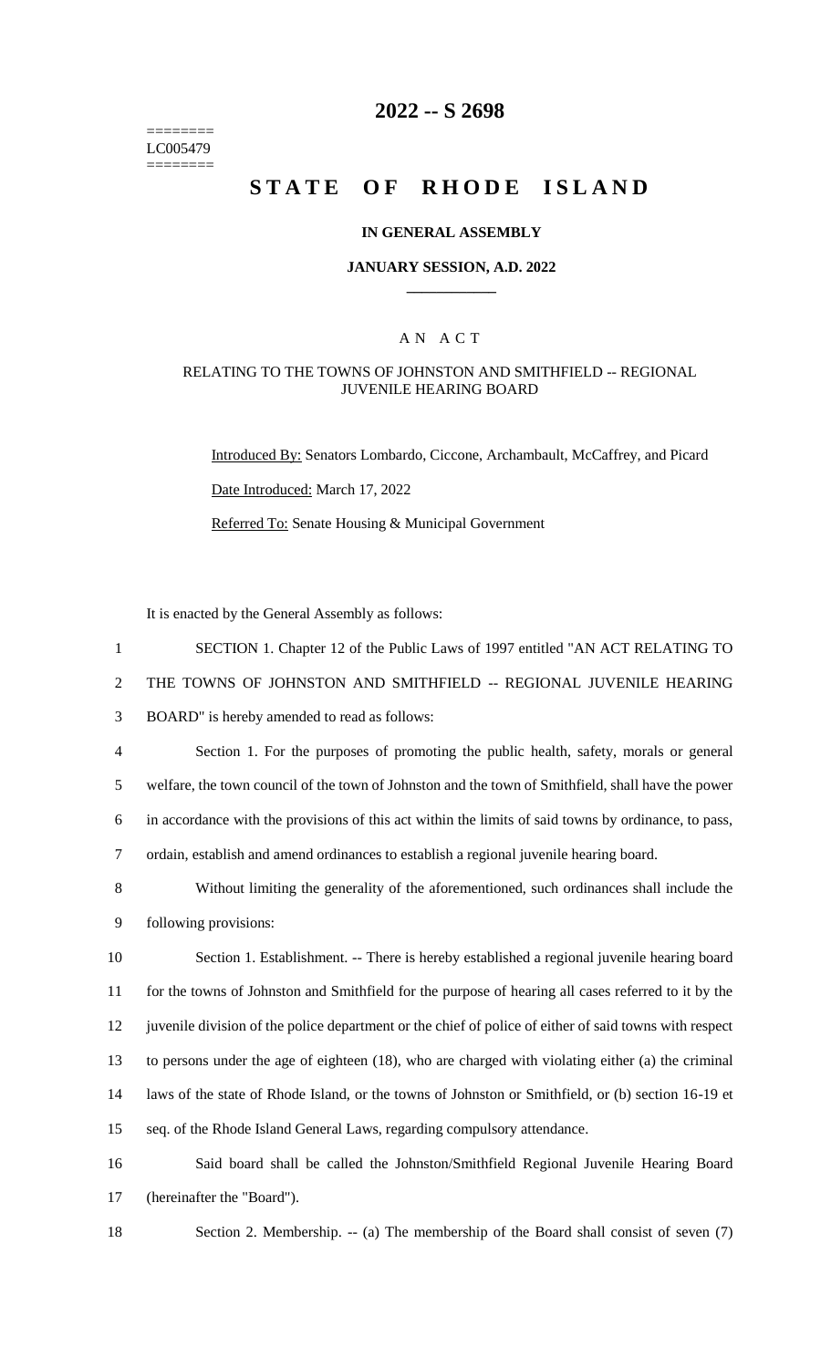========
LC005479
========

# 2022 -- S 2698

# STATE OF RHODE ISLAND

### IN GENERAL ASSEMBLY

### JANUARY SESSION, A.D. 2022

## A N A C T

### RELATING TO THE TOWNS OF JOHNSTON AND SMITHFIELD -- REGIONAL JUVENILE HEARING BOARD

Introduced By: Senators Lombardo, Ciccone, Archambault, McCaffrey, and Picard

Date Introduced: March 17, 2022

Referred To: Senate Housing & Municipal Government

It is enacted by the General Assembly as follows:

SECTION 1. Chapter 12 of the Public Laws of 1997 entitled "AN ACT RELATING TO THE TOWNS OF JOHNSTON AND SMITHFIELD -- REGIONAL JUVENILE HEARING BOARD" is hereby amended to read as follows:

Section 1. For the purposes of promoting the public health, safety, morals or general welfare, the town council of the town of Johnston and the town of Smithfield, shall have the power in accordance with the provisions of this act within the limits of said towns by ordinance, to pass, ordain, establish and amend ordinances to establish a regional juvenile hearing board.

Without limiting the generality of the aforementioned, such ordinances shall include the following provisions:

Section 1. Establishment. -- There is hereby established a regional juvenile hearing board for the towns of Johnston and Smithfield for the purpose of hearing all cases referred to it by the juvenile division of the police department or the chief of police of either of said towns with respect to persons under the age of eighteen (18), who are charged with violating either (a) the criminal laws of the state of Rhode Island, or the towns of Johnston or Smithfield, or (b) section 16-19 et seq. of the Rhode Island General Laws, regarding compulsory attendance.

Said board shall be called the Johnston/Smithfield Regional Juvenile Hearing Board (hereinafter the "Board").

Section 2. Membership. -- (a) The membership of the Board shall consist of seven (7)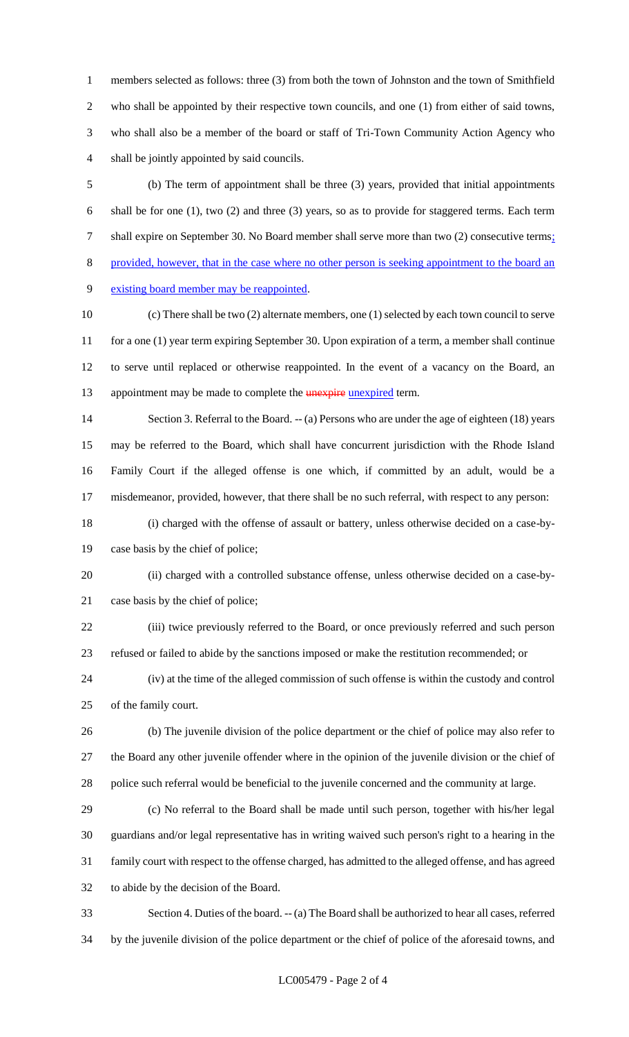members selected as follows: three (3) from both the town of Johnston and the town of Smithfield who shall be appointed by their respective town councils, and one (1) from either of said towns, who shall also be a member of the board or staff of Tri-Town Community Action Agency who shall be jointly appointed by said councils.

(b) The term of appointment shall be three (3) years, provided that initial appointments shall be for one (1), two (2) and three (3) years, so as to provide for staggered terms. Each term shall expire on September 30. No Board member shall serve more than two (2) consecutive terms; provided, however, that in the case where no other person is seeking appointment to the board an existing board member may be reappointed.

(c) There shall be two (2) alternate members, one (1) selected by each town council to serve for a one (1) year term expiring September 30. Upon expiration of a term, a member shall continue to serve until replaced or otherwise reappointed. In the event of a vacancy on the Board, an appointment may be made to complete the ~~unexpire~~ unexpired term.

Section 3. Referral to the Board. -- (a) Persons who are under the age of eighteen (18) years may be referred to the Board, which shall have concurrent jurisdiction with the Rhode Island Family Court if the alleged offense is one which, if committed by an adult, would be a misdemeanor, provided, however, that there shall be no such referral, with respect to any person:

(i) charged with the offense of assault or battery, unless otherwise decided on a case-by-case basis by the chief of police;

(ii) charged with a controlled substance offense, unless otherwise decided on a case-by-case basis by the chief of police;

(iii) twice previously referred to the Board, or once previously referred and such person refused or failed to abide by the sanctions imposed or make the restitution recommended; or

(iv) at the time of the alleged commission of such offense is within the custody and control of the family court.

(b) The juvenile division of the police department or the chief of police may also refer to the Board any other juvenile offender where in the opinion of the juvenile division or the chief of police such referral would be beneficial to the juvenile concerned and the community at large.

(c) No referral to the Board shall be made until such person, together with his/her legal guardians and/or legal representative has in writing waived such person's right to a hearing in the family court with respect to the offense charged, has admitted to the alleged offense, and has agreed to abide by the decision of the Board.

Section 4. Duties of the board. -- (a) The Board shall be authorized to hear all cases, referred by the juvenile division of the police department or the chief of police of the aforesaid towns, and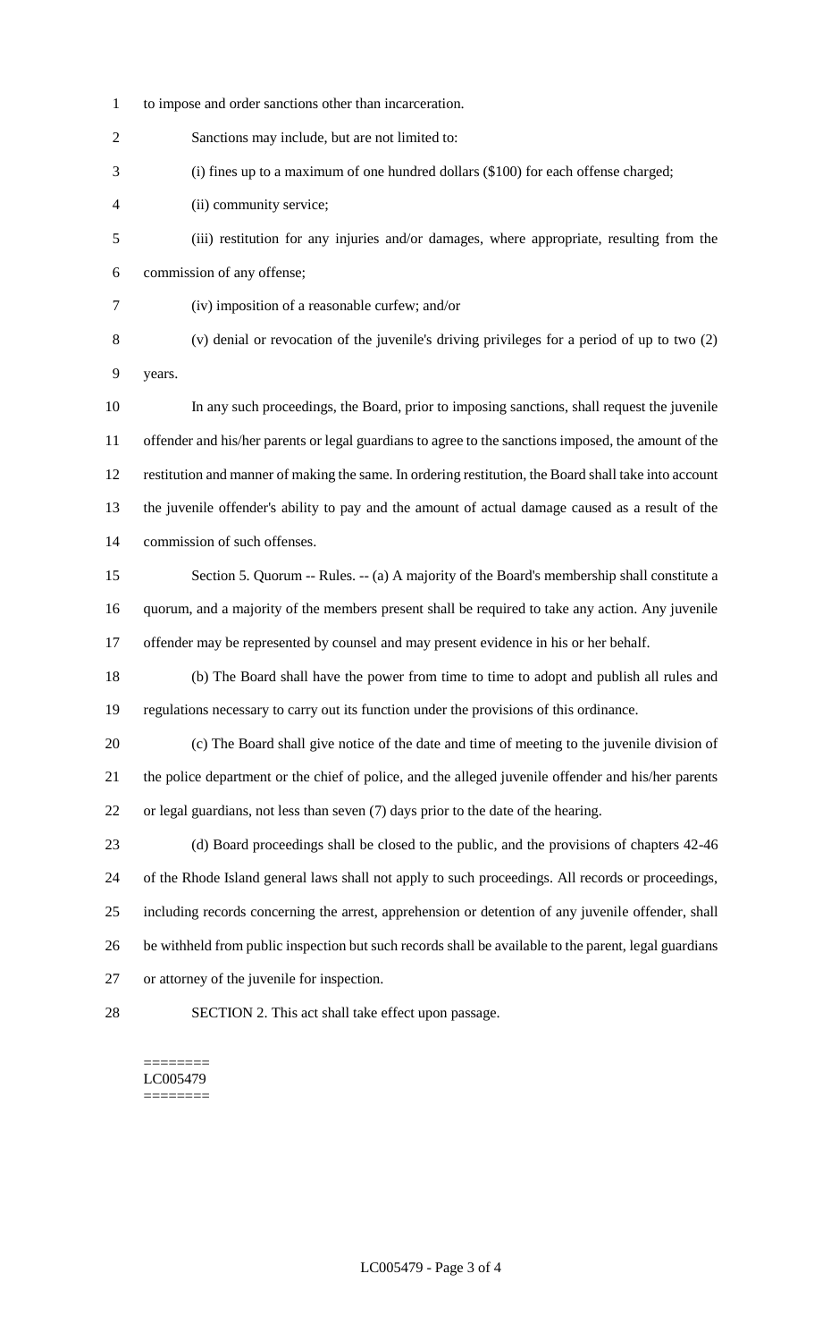to impose and order sanctions other than incarceration.

Sanctions may include, but are not limited to:

(i) fines up to a maximum of one hundred dollars ($100) for each offense charged;

(ii) community service;

(iii) restitution for any injuries and/or damages, where appropriate, resulting from the commission of any offense;

(iv) imposition of a reasonable curfew; and/or

(v) denial or revocation of the juvenile's driving privileges for a period of up to two (2) years.

In any such proceedings, the Board, prior to imposing sanctions, shall request the juvenile offender and his/her parents or legal guardians to agree to the sanctions imposed, the amount of the restitution and manner of making the same. In ordering restitution, the Board shall take into account the juvenile offender's ability to pay and the amount of actual damage caused as a result of the commission of such offenses.

Section 5. Quorum -- Rules. -- (a) A majority of the Board's membership shall constitute a quorum, and a majority of the members present shall be required to take any action. Any juvenile offender may be represented by counsel and may present evidence in his or her behalf.

(b) The Board shall have the power from time to time to adopt and publish all rules and regulations necessary to carry out its function under the provisions of this ordinance.

(c) The Board shall give notice of the date and time of meeting to the juvenile division of the police department or the chief of police, and the alleged juvenile offender and his/her parents or legal guardians, not less than seven (7) days prior to the date of the hearing.

(d) Board proceedings shall be closed to the public, and the provisions of chapters 42-46 of the Rhode Island general laws shall not apply to such proceedings. All records or proceedings, including records concerning the arrest, apprehension or detention of any juvenile offender, shall be withheld from public inspection but such records shall be available to the parent, legal guardians or attorney of the juvenile for inspection.

SECTION 2. This act shall take effect upon passage.

========
LC005479
========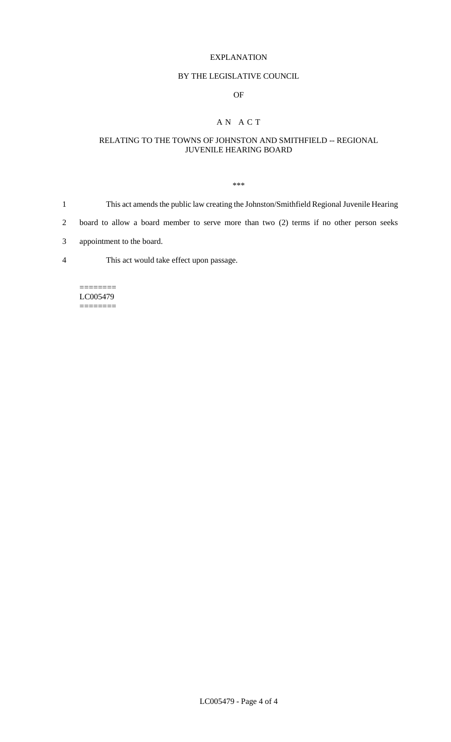EXPLANATION

BY THE LEGISLATIVE COUNCIL

OF

# A N A C T

RELATING TO THE TOWNS OF JOHNSTON AND SMITHFIELD -- REGIONAL JUVENILE HEARING BOARD

\*\*\*

1 This act amends the public law creating the Johnston/Smithfield Regional Juvenile Hearing
2 board to allow a board member to serve more than two (2) terms if no other person seeks
3 appointment to the board.
4 This act would take effect upon passage.

========
LC005479
========